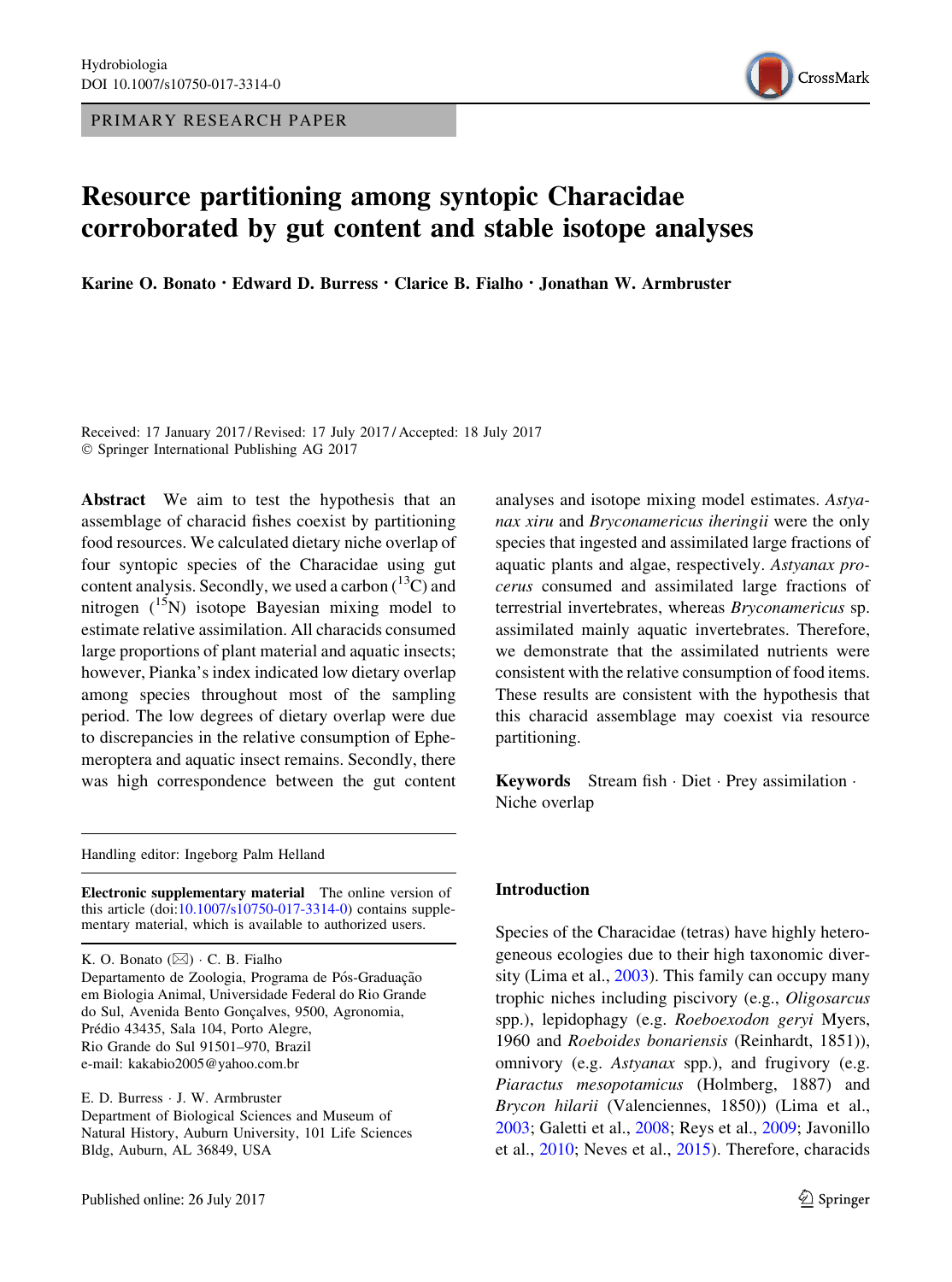PRIMARY RESEARCH PAPER

# Resource partitioning among syntopic Characidae corroborated by gut content and stable isotope analyses

**Karine O. Bonato · Edward D. Burress · Clarice B. Fialho · Jonathan W. Armbruster**

Received: 17 January 2017 / Revised: 17 July 2017 / Accepted: 18 July 2017
© Springer International Publishing AG 2017

**Abstract** We aim to test the hypothesis that an assemblage of characid fishes coexist by partitioning food resources. We calculated dietary niche overlap of four syntopic species of the Characidae using gut content analysis. Secondly, we used a carbon ($^{13}$C) and nitrogen ($^{15}$N) isotope Bayesian mixing model to estimate relative assimilation. All characids consumed large proportions of plant material and aquatic insects; however, Pianka's index indicated low dietary overlap among species throughout most of the sampling period. The low degrees of dietary overlap were due to discrepancies in the relative consumption of Ephemeroptera and aquatic insect remains. Secondly, there was high correspondence between the gut content analyses and isotope mixing model estimates. *Astyanax xiru* and *Bryconamericus iheringii* were the only species that ingested and assimilated large fractions of aquatic plants and algae, respectively. *Astyanax procerus* consumed and assimilated large fractions of terrestrial invertebrates, whereas *Bryconamericus* sp. assimilated mainly aquatic invertebrates. Therefore, we demonstrate that the assimilated nutrients were consistent with the relative consumption of food items. These results are consistent with the hypothesis that this characid assemblage may coexist via resource partitioning.

**Keywords** Stream fish · Diet · Prey assimilation · Niche overlap

Handling editor: Ingeborg Palm Helland

**Electronic supplementary material** The online version of this article (doi:10.1007/s10750-017-3314-0) contains supplementary material, which is available to authorized users.

K. O. Bonato (✉) · C. B. Fialho
Departamento de Zoologia, Programa de Pós-Graduação em Biologia Animal, Universidade Federal do Rio Grande do Sul, Avenida Bento Gonçalves, 9500, Agronomia, Prédio 43435, Sala 104, Porto Alegre, Rio Grande do Sul 91501–970, Brazil
e-mail: kakabio2005@yahoo.com.br

E. D. Burress · J. W. Armbruster
Department of Biological Sciences and Museum of Natural History, Auburn University, 101 Life Sciences Bldg, Auburn, AL 36849, USA

## Introduction

Species of the Characidae (tetras) have highly heterogeneous ecologies due to their high taxonomic diversity (Lima et al., 2003). This family can occupy many trophic niches including piscivory (e.g., *Oligosarcus* spp.), lepidophagy (e.g. *Roeboexodon geryi* Myers, 1960 and *Roeboides bonariensis* (Reinhardt, 1851)), omnivory (e.g. *Astyanax* spp.), and frugivory (e.g. *Piaractus mesopotamicus* (Holmberg, 1887) and *Brycon hilarii* (Valenciennes, 1850)) (Lima et al., 2003; Galetti et al., 2008; Reys et al., 2009; Javonillo et al., 2010; Neves et al., 2015). Therefore, characids

Published online: 26 July 2017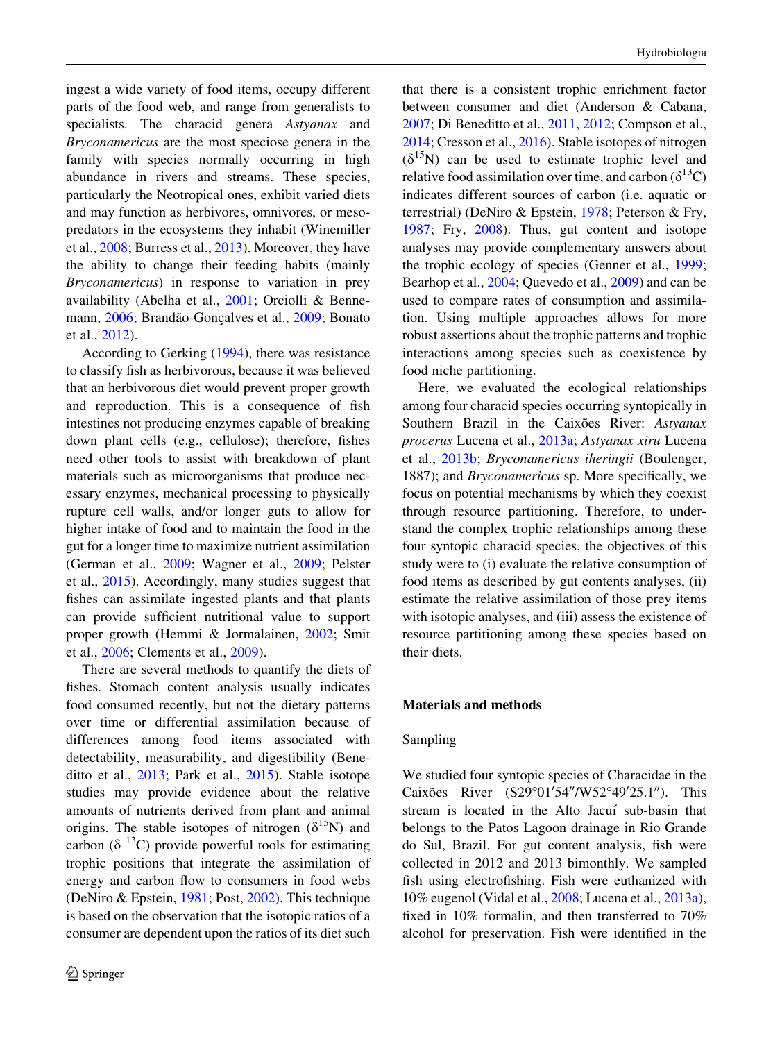ingest a wide variety of food items, occupy different parts of the food web, and range from generalists to specialists. The characid genera *Astyanax* and *Bryconamericus* are the most speciose genera in the family with species normally occurring in high abundance in rivers and streams. These species, particularly the Neotropical ones, exhibit varied diets and may function as herbivores, omnivores, or meso-predators in the ecosystems they inhabit (Winemiller et al., 2008; Burress et al., 2013). Moreover, they have the ability to change their feeding habits (mainly *Bryconamericus*) in response to variation in prey availability (Abelha et al., 2001; Orciolli & Bennemann, 2006; Brandão-Gonçalves et al., 2009; Bonato et al., 2012).

According to Gerking (1994), there was resistance to classify fish as herbivorous, because it was believed that an herbivorous diet would prevent proper growth and reproduction. This is a consequence of fish intestines not producing enzymes capable of breaking down plant cells (e.g., cellulose); therefore, fishes need other tools to assist with breakdown of plant materials such as microorganisms that produce necessary enzymes, mechanical processing to physically rupture cell walls, and/or longer guts to allow for higher intake of food and to maintain the food in the gut for a longer time to maximize nutrient assimilation (German et al., 2009; Wagner et al., 2009; Pelster et al., 2015). Accordingly, many studies suggest that fishes can assimilate ingested plants and that plants can provide sufficient nutritional value to support proper growth (Hemmi & Jormalainen, 2002; Smit et al., 2006; Clements et al., 2009).

There are several methods to quantify the diets of fishes. Stomach content analysis usually indicates food consumed recently, but not the dietary patterns over time or differential assimilation because of differences among food items associated with detectability, measurability, and digestibility (Beneditto et al., 2013; Park et al., 2015). Stable isotope studies may provide evidence about the relative amounts of nutrients derived from plant and animal origins. The stable isotopes of nitrogen ($\delta^{15}N$) and carbon ($\delta^{13}C$) provide powerful tools for estimating trophic positions that integrate the assimilation of energy and carbon flow to consumers in food webs (DeNiro & Epstein, 1981; Post, 2002). This technique is based on the observation that the isotopic ratios of a consumer are dependent upon the ratios of its diet such that there is a consistent trophic enrichment factor between consumer and diet (Anderson & Cabana, 2007; Di Beneditto et al., 2011, 2012; Compson et al., 2014; Cresson et al., 2016). Stable isotopes of nitrogen ($\delta^{15}N$) can be used to estimate trophic level and relative food assimilation over time, and carbon ($\delta^{13}C$) indicates different sources of carbon (i.e. aquatic or terrestrial) (DeNiro & Epstein, 1978; Peterson & Fry, 1987; Fry, 2008). Thus, gut content and isotope analyses may provide complementary answers about the trophic ecology of species (Genner et al., 1999; Bearhop et al., 2004; Quevedo et al., 2009) and can be used to compare rates of consumption and assimilation. Using multiple approaches allows for more robust assertions about the trophic patterns and trophic interactions among species such as coexistence by food niche partitioning.

Here, we evaluated the ecological relationships among four characid species occurring syntopically in Southern Brazil in the Caixões River: *Astyanax procerus* Lucena et al., 2013a; *Astyanax xiru* Lucena et al., 2013b; *Bryconamericus iheringii* (Boulenger, 1887); and *Bryconamericus* sp. More specifically, we focus on potential mechanisms by which they coexist through resource partitioning. Therefore, to understand the complex trophic relationships among these four syntopic characid species, the objectives of this study were to (i) evaluate the relative consumption of food items as described by gut contents analyses, (ii) estimate the relative assimilation of those prey items with isotopic analyses, and (iii) assess the existence of resource partitioning among these species based on their diets.

## Materials and methods

### Sampling

We studied four syntopic species of Characidae in the Caixões River (S29°01′54″/W52°49′25.1″). This stream is located in the Alto Jacuí sub-basin that belongs to the Patos Lagoon drainage in Rio Grande do Sul, Brazil. For gut content analysis, fish were collected in 2012 and 2013 bimonthly. We sampled fish using electrofishing. Fish were euthanized with 10% eugenol (Vidal et al., 2008; Lucena et al., 2013a), fixed in 10% formalin, and then transferred to 70% alcohol for preservation. Fish were identified in the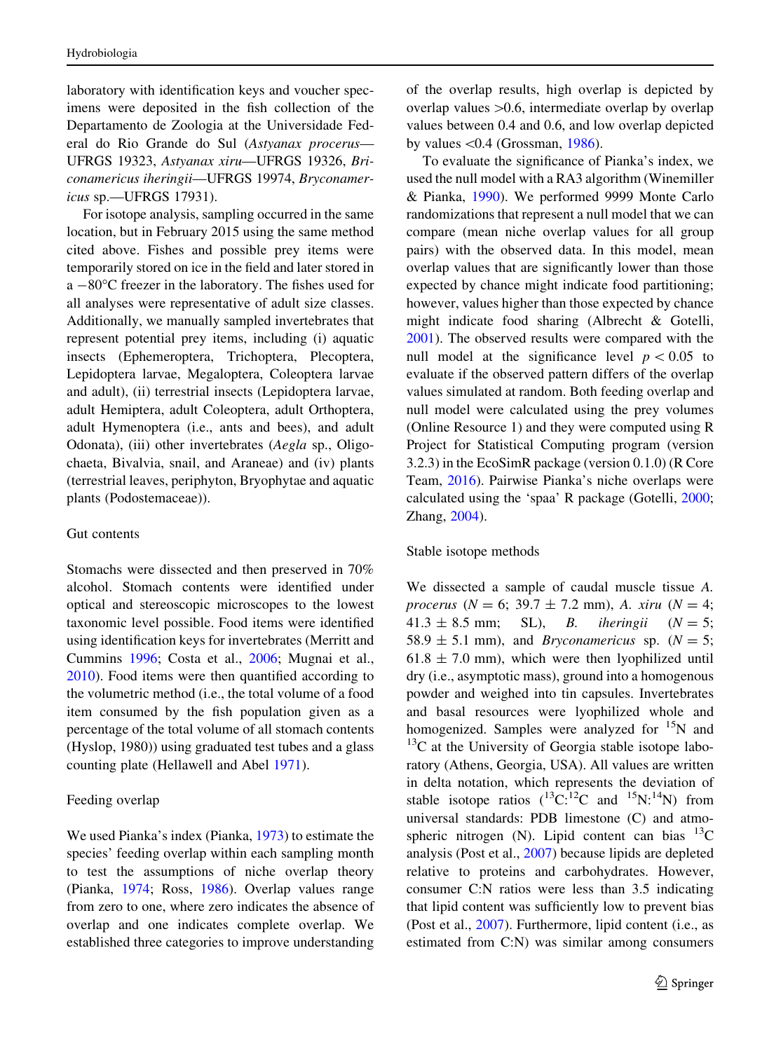laboratory with identification keys and voucher specimens were deposited in the fish collection of the Departamento de Zoologia at the Universidade Federal do Rio Grande do Sul (*Astyanax procerus*—UFRGS 19323, *Astyanax xiru*—UFRGS 19326, *Bryconamericus iheringii*—UFRGS 19974, *Bryconamericus* sp.—UFRGS 17931).

For isotope analysis, sampling occurred in the same location, but in February 2015 using the same method cited above. Fishes and possible prey items were temporarily stored on ice in the field and later stored in a −80°C freezer in the laboratory. The fishes used for all analyses were representative of adult size classes. Additionally, we manually sampled invertebrates that represent potential prey items, including (i) aquatic insects (Ephemeroptera, Trichoptera, Plecoptera, Lepidoptera larvae, Megaloptera, Coleoptera larvae and adult), (ii) terrestrial insects (Lepidoptera larvae, adult Hemiptera, adult Coleoptera, adult Orthoptera, adult Hymenoptera (i.e., ants and bees), and adult Odonata), (iii) other invertebrates (*Aegla* sp., Oligochaeta, Bivalvia, snail, and Araneae) and (iv) plants (terrestrial leaves, periphyton, Bryophytae and aquatic plants (Podostemaceae)).

### Gut contents

Stomachs were dissected and then preserved in 70% alcohol. Stomach contents were identified under optical and stereoscopic microscopes to the lowest taxonomic level possible. Food items were identified using identification keys for invertebrates (Merritt and Cummins 1996; Costa et al., 2006; Mugnai et al., 2010). Food items were then quantified according to the volumetric method (i.e., the total volume of a food item consumed by the fish population given as a percentage of the total volume of all stomach contents (Hyslop, 1980)) using graduated test tubes and a glass counting plate (Hellawell and Abel 1971).

### Feeding overlap

We used Pianka's index (Pianka, 1973) to estimate the species' feeding overlap within each sampling month to test the assumptions of niche overlap theory (Pianka, 1974; Ross, 1986). Overlap values range from zero to one, where zero indicates the absence of overlap and one indicates complete overlap. We established three categories to improve understanding of the overlap results, high overlap is depicted by overlap values >0.6, intermediate overlap by overlap values between 0.4 and 0.6, and low overlap depicted by values <0.4 (Grossman, 1986).

To evaluate the significance of Pianka's index, we used the null model with a RA3 algorithm (Winemiller & Pianka, 1990). We performed 9999 Monte Carlo randomizations that represent a null model that we can compare (mean niche overlap values for all group pairs) with the observed data. In this model, mean overlap values that are significantly lower than those expected by chance might indicate food partitioning; however, values higher than those expected by chance might indicate food sharing (Albrecht & Gotelli, 2001). The observed results were compared with the null model at the significance level $p < 0.05$ to evaluate if the observed pattern differs of the overlap values simulated at random. Both feeding overlap and null model were calculated using the prey volumes (Online Resource 1) and they were computed using R Project for Statistical Computing program (version 3.2.3) in the EcoSimR package (version 0.1.0) (R Core Team, 2016). Pairwise Pianka's niche overlaps were calculated using the 'spaa' R package (Gotelli, 2000; Zhang, 2004).

### Stable isotope methods

We dissected a sample of caudal muscle tissue *A. procerus* ($N = 6$; $39.7 \pm 7.2$ mm), *A. xiru* ($N = 4$; $41.3 \pm 8.5$ mm; SL), *B. iheringii* ($N = 5$; $58.9 \pm 5.1$ mm), and *Bryconamericus* sp. ($N = 5$; $61.8 \pm 7.0$ mm), which were then lyophilized until dry (i.e., asymptotic mass), ground into a homogenous powder and weighed into tin capsules. Invertebrates and basal resources were lyophilized whole and homogenized. Samples were analyzed for $^{15}N$ and $^{13}C$ at the University of Georgia stable isotope laboratory (Athens, Georgia, USA). All values are written in delta notation, which represents the deviation of stable isotope ratios ($^{13}C$:$^{12}C$ and $^{15}N$:$^{14}N$) from universal standards: PDB limestone (C) and atmospheric nitrogen (N). Lipid content can bias $^{13}C$ analysis (Post et al., 2007) because lipids are depleted relative to proteins and carbohydrates. However, consumer C:N ratios were less than 3.5 indicating that lipid content was sufficiently low to prevent bias (Post et al., 2007). Furthermore, lipid content (i.e., as estimated from C:N) was similar among consumers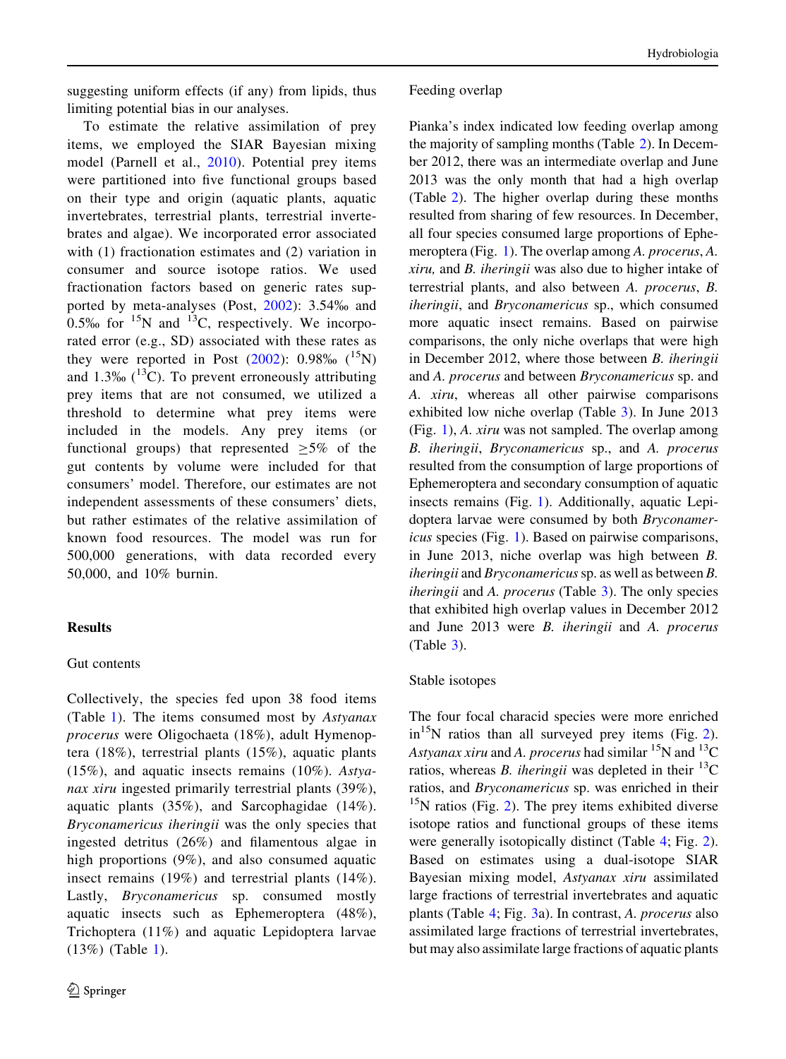suggesting uniform effects (if any) from lipids, thus limiting potential bias in our analyses.

To estimate the relative assimilation of prey items, we employed the SIAR Bayesian mixing model (Parnell et al., 2010). Potential prey items were partitioned into five functional groups based on their type and origin (aquatic plants, aquatic invertebrates, terrestrial plants, terrestrial invertebrates and algae). We incorporated error associated with (1) fractionation estimates and (2) variation in consumer and source isotope ratios. We used fractionation factors based on generic rates supported by meta-analyses (Post, 2002): 3.54‰ and 0.5‰ for $^{15}$N and $^{13}$C, respectively. We incorporated error (e.g., SD) associated with these rates as they were reported in Post (2002): 0.98‰ ($^{15}$N) and 1.3‰ ($^{13}$C). To prevent erroneously attributing prey items that are not consumed, we utilized a threshold to determine what prey items were included in the models. Any prey items (or functional groups) that represented $\geq$5% of the gut contents by volume were included for that consumers' model. Therefore, our estimates are not independent assessments of these consumers' diets, but rather estimates of the relative assimilation of known food resources. The model was run for 500,000 generations, with data recorded every 50,000, and 10% burnin.

## Results

### Gut contents

Collectively, the species fed upon 38 food items (Table 1). The items consumed most by *Astyanax procerus* were Oligochaeta (18%), adult Hymenoptera (18%), terrestrial plants (15%), aquatic plants (15%), and aquatic insects remains (10%). *Astyanax xiru* ingested primarily terrestrial plants (39%), aquatic plants (35%), and Sarcophagidae (14%). *Bryconamericus iheringii* was the only species that ingested detritus (26%) and filamentous algae in high proportions (9%), and also consumed aquatic insect remains (19%) and terrestrial plants (14%). Lastly, *Bryconamericus* sp. consumed mostly aquatic insects such as Ephemeroptera (48%), Trichoptera (11%) and aquatic Lepidoptera larvae (13%) (Table 1).

### Feeding overlap

Pianka's index indicated low feeding overlap among the majority of sampling months (Table 2). In December 2012, there was an intermediate overlap and June 2013 was the only month that had a high overlap (Table 2). The higher overlap during these months resulted from sharing of few resources. In December, all four species consumed large proportions of Ephemeroptera (Fig. 1). The overlap among *A. procerus*, *A. xiru,* and *B. iheringii* was also due to higher intake of terrestrial plants, and also between *A. procerus*, *B. iheringii*, and *Bryconamericus* sp., which consumed more aquatic insect remains. Based on pairwise comparisons, the only niche overlaps that were high in December 2012, where those between *B. iheringii* and *A. procerus* and between *Bryconamericus* sp. and *A. xiru*, whereas all other pairwise comparisons exhibited low niche overlap (Table 3). In June 2013 (Fig. 1), *A. xiru* was not sampled. The overlap among *B. iheringii*, *Bryconamericus* sp., and *A. procerus* resulted from the consumption of large proportions of Ephemeroptera and secondary consumption of aquatic insects remains (Fig. 1). Additionally, aquatic Lepidoptera larvae were consumed by both *Bryconamericus* species (Fig. 1). Based on pairwise comparisons, in June 2013, niche overlap was high between *B. iheringii* and *Bryconamericus* sp. as well as between *B. iheringii* and *A. procerus* (Table 3). The only species that exhibited high overlap values in December 2012 and June 2013 were *B. iheringii* and *A. procerus* (Table 3).

### Stable isotopes

The four focal characid species were more enriched in $^{15}$N ratios than all surveyed prey items (Fig. 2). *Astyanax xiru* and *A. procerus* had similar $^{15}$N and $^{13}$C ratios, whereas *B. iheringii* was depleted in their $^{13}$C ratios, and *Bryconamericus* sp. was enriched in their $^{15}$N ratios (Fig. 2). The prey items exhibited diverse isotope ratios and functional groups of these items were generally isotopically distinct (Table 4; Fig. 2). Based on estimates using a dual-isotope SIAR Bayesian mixing model, *Astyanax xiru* assimilated large fractions of terrestrial invertebrates and aquatic plants (Table 4; Fig. 3a). In contrast, *A. procerus* also assimilated large fractions of terrestrial invertebrates, but may also assimilate large fractions of aquatic plants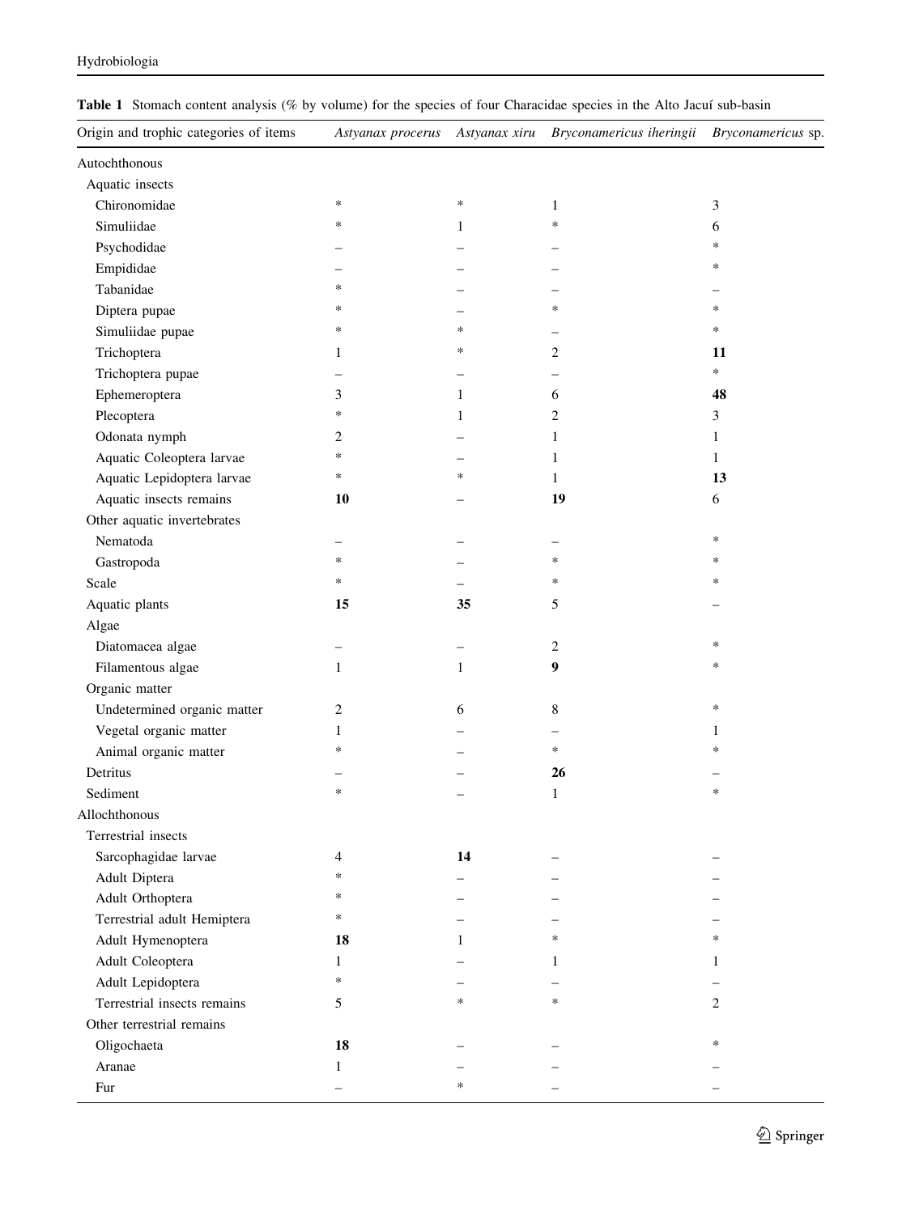**Table 1** Stomach content analysis (% by volume) for the species of four Characidae species in the Alto Jacuí sub-basin

| Origin and trophic categories of items | *Astyanax procerus* | *Astyanax xiru* | *Bryconamericus iheringii* | *Bryconamericus* sp. |
|---|---|---|---|---|
| Autochthonous | | | | |
| Aquatic insects | | | | |
| Chironomidae | * | * | 1 | 3 |
| Simuliidae | * | 1 | * | 6 |
| Psychodidae | – | – | – | * |
| Empididae | – | – | – | * |
| Tabanidae | * | – | – | – |
| Diptera pupae | * | – | * | * |
| Simuliidae pupae | * | * | – | * |
| Trichoptera | 1 | * | 2 | **11** |
| Trichoptera pupae | – | – | – | * |
| Ephemeroptera | 3 | 1 | 6 | **48** |
| Plecoptera | * | 1 | 2 | 3 |
| Odonata nymph | 2 | – | 1 | 1 |
| Aquatic Coleoptera larvae | * | – | 1 | 1 |
| Aquatic Lepidoptera larvae | * | * | 1 | **13** |
| Aquatic insects remains | **10** | – | **19** | 6 |
| Other aquatic invertebrates | | | | |
| Nematoda | – | – | – | * |
| Gastropoda | * | – | * | * |
| Scale | * | – | * | * |
| Aquatic plants | **15** | **35** | 5 | – |
| Algae | | | | |
| Diatomacea algae | – | – | 2 | * |
| Filamentous algae | 1 | 1 | **9** | * |
| Organic matter | | | | |
| Undetermined organic matter | 2 | 6 | 8 | * |
| Vegetal organic matter | 1 | – | – | 1 |
| Animal organic matter | * | – | * | * |
| Detritus | – | – | **26** | – |
| Sediment | * | – | 1 | * |
| Allochthonous | | | | |
| Terrestrial insects | | | | |
| Sarcophagidae larvae | 4 | **14** | – | – |
| Adult Diptera | * | – | – | – |
| Adult Orthoptera | * | – | – | – |
| Terrestrial adult Hemiptera | * | – | – | – |
| Adult Hymenoptera | **18** | 1 | * | * |
| Adult Coleoptera | 1 | – | 1 | 1 |
| Adult Lepidoptera | * | – | – | – |
| Terrestrial insects remains | 5 | * | * | 2 |
| Other terrestrial remains | | | | |
| Oligochaeta | **18** | – | – | * |
| Aranae | 1 | – | – | – |
| Fur | – | * | – | – |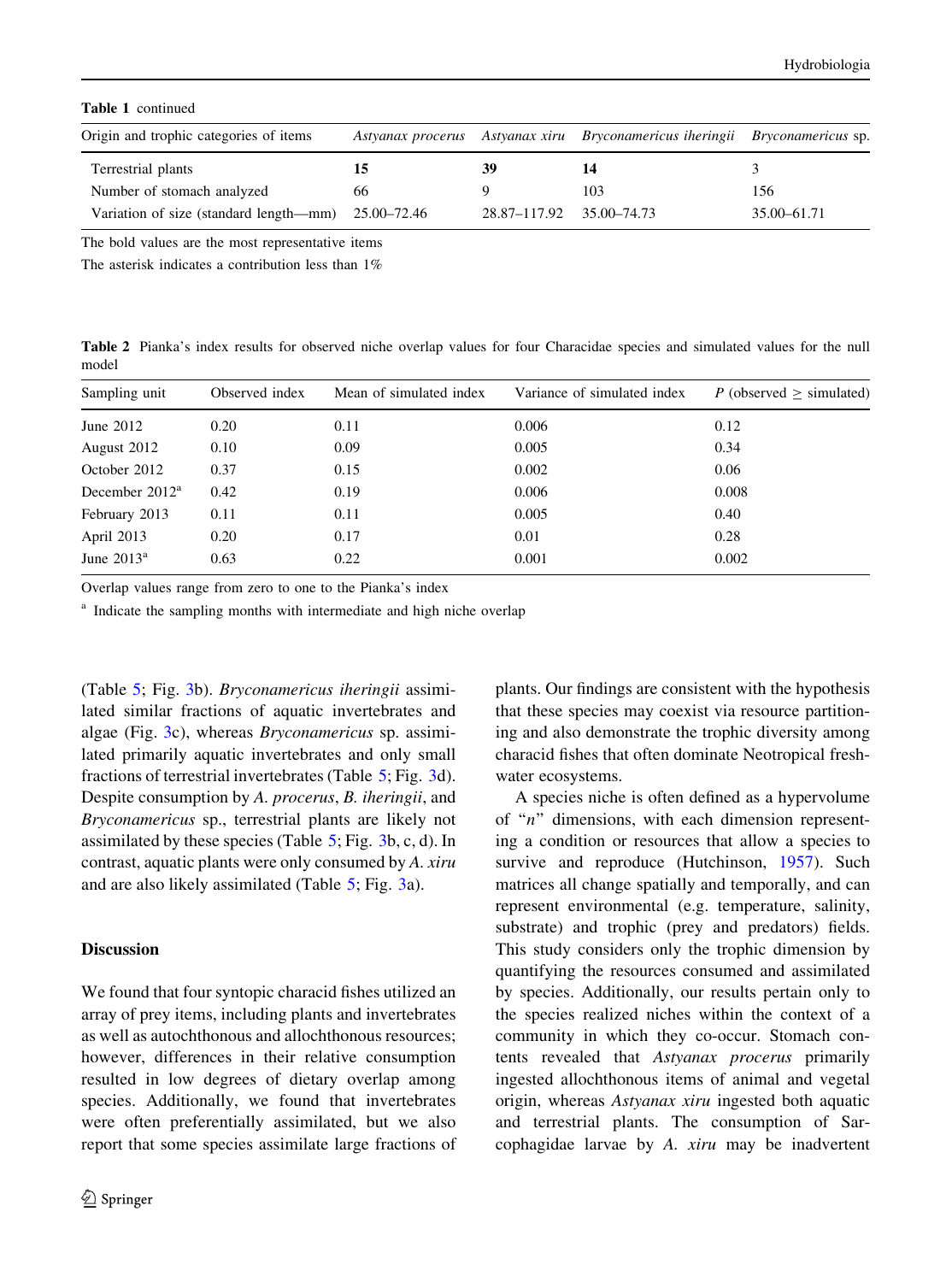**Table 1** continued

| Origin and trophic categories of items | *Astyanax procerus* | *Astyanax xiru* | *Bryconamericus iheringii* | *Bryconamericus* sp. |
|---|---|---|---|---|
| Terrestrial plants | **15** | **39** | **14** | 3 |
| Number of stomach analyzed | 66 | 9 | 103 | 156 |
| Variation of size (standard length—mm) | 25.00–72.46 | 28.87–117.92 | 35.00–74.73 | 35.00–61.71 |

The bold values are the most representative items

The asterisk indicates a contribution less than 1%

**Table 2** Pianka's index results for observed niche overlap values for four Characidae species and simulated values for the null model

| Sampling unit | Observed index | Mean of simulated index | Variance of simulated index | *P* (observed ≥ simulated) |
|---|---|---|---|---|
| June 2012 | 0.20 | 0.11 | 0.006 | 0.12 |
| August 2012 | 0.10 | 0.09 | 0.005 | 0.34 |
| October 2012 | 0.37 | 0.15 | 0.002 | 0.06 |
| December 2012[a] | 0.42 | 0.19 | 0.006 | 0.008 |
| February 2013 | 0.11 | 0.11 | 0.005 | 0.40 |
| April 2013 | 0.20 | 0.17 | 0.01 | 0.28 |
| June 2013[a] | 0.63 | 0.22 | 0.001 | 0.002 |

Overlap values range from zero to one to the Pianka's index

[a] Indicate the sampling months with intermediate and high niche overlap

(Table 5; Fig. 3b). *Bryconamericus iheringii* assimilated similar fractions of aquatic invertebrates and algae (Fig. 3c), whereas *Bryconamericus* sp. assimilated primarily aquatic invertebrates and only small fractions of terrestrial invertebrates (Table 5; Fig. 3d). Despite consumption by *A. procerus*, *B. iheringii*, and *Bryconamericus* sp., terrestrial plants are likely not assimilated by these species (Table 5; Fig. 3b, c, d). In contrast, aquatic plants were only consumed by *A. xiru* and are also likely assimilated (Table 5; Fig. 3a).

## Discussion

We found that four syntopic characid fishes utilized an array of prey items, including plants and invertebrates as well as autochthonous and allochthonous resources; however, differences in their relative consumption resulted in low degrees of dietary overlap among species. Additionally, we found that invertebrates were often preferentially assimilated, but we also report that some species assimilate large fractions of plants. Our findings are consistent with the hypothesis that these species may coexist via resource partitioning and also demonstrate the trophic diversity among characid fishes that often dominate Neotropical freshwater ecosystems.

A species niche is often defined as a hypervolume of "*n*" dimensions, with each dimension representing a condition or resources that allow a species to survive and reproduce (Hutchinson, 1957). Such matrices all change spatially and temporally, and can represent environmental (e.g. temperature, salinity, substrate) and trophic (prey and predators) fields. This study considers only the trophic dimension by quantifying the resources consumed and assimilated by species. Additionally, our results pertain only to the species realized niches within the context of a community in which they co-occur. Stomach contents revealed that *Astyanax procerus* primarily ingested allochthonous items of animal and vegetal origin, whereas *Astyanax xiru* ingested both aquatic and terrestrial plants. The consumption of Sarcophagidae larvae by *A. xiru* may be inadvertent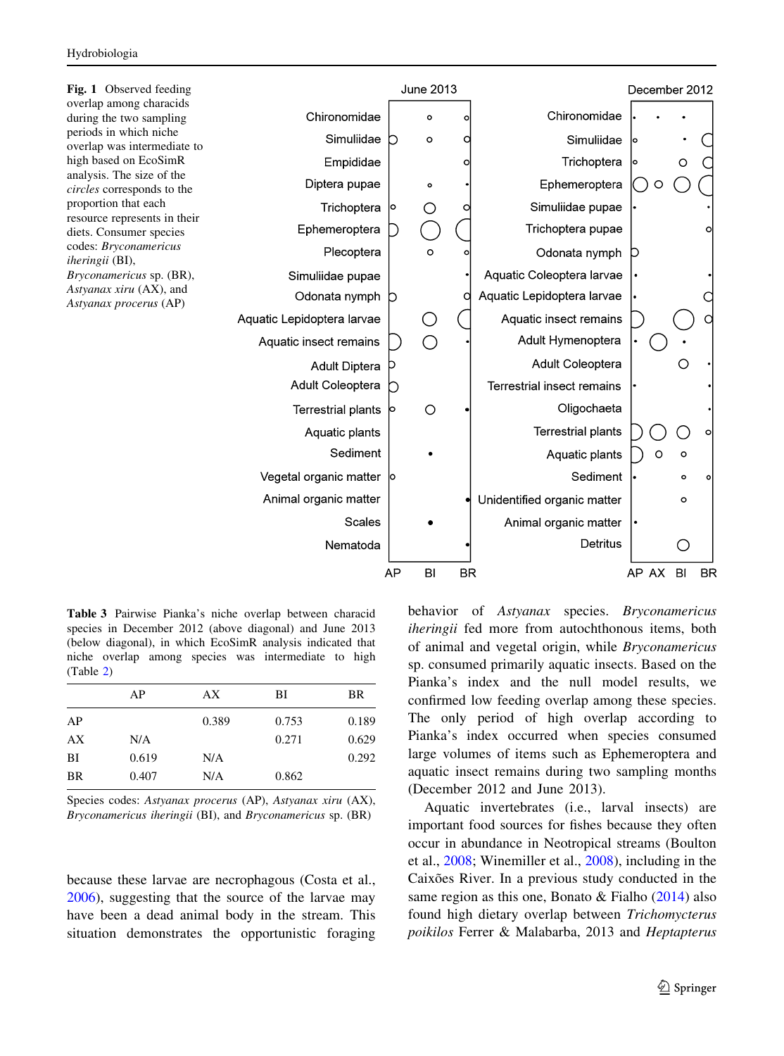**Fig. 1** Observed feeding overlap among characids during the two sampling periods in which niche overlap was intermediate to high based on EcoSimR analysis. The size of the *circles* corresponds to the proportion that each resource represents in their diets. Consumer species codes: *Bryconamericus iheringii* (BI), *Bryconamericus* sp. (BR), *Astyanax xiru* (AX), and *Astyanax procerus* (AP)

**Table 3** Pairwise Pianka's niche overlap between characid species in December 2012 (above diagonal) and June 2013 (below diagonal), in which EcoSimR analysis indicated that niche overlap among species was intermediate to high (Table 2)

| | AP | AX | BI | BR |
|---|---|---|---|---|
| AP | | 0.389 | 0.753 | 0.189 |
| AX | N/A | | 0.271 | 0.629 |
| BI | 0.619 | N/A | | 0.292 |
| BR | 0.407 | N/A | 0.862 | |

Species codes: *Astyanax procerus* (AP), *Astyanax xiru* (AX), *Bryconamericus iheringii* (BI), and *Bryconamericus* sp. (BR)

because these larvae are necrophagous (Costa et al., 2006), suggesting that the source of the larvae may have been a dead animal body in the stream. This situation demonstrates the opportunistic foraging behavior of *Astyanax* species. *Bryconamericus iheringii* fed more from autochthonous items, both of animal and vegetal origin, while *Bryconamericus* sp. consumed primarily aquatic insects. Based on the Pianka's index and the null model results, we confirmed low feeding overlap among these species. The only period of high overlap according to Pianka's index occurred when species consumed large volumes of items such as Ephemeroptera and aquatic insect remains during two sampling months (December 2012 and June 2013).

Aquatic invertebrates (i.e., larval insects) are important food sources for fishes because they often occur in abundance in Neotropical streams (Boulton et al., 2008; Winemiller et al., 2008), including in the Caixões River. In a previous study conducted in the same region as this one, Bonato & Fialho (2014) also found high dietary overlap between *Trichomycterus poikilos* Ferrer & Malabarba, 2013 and *Heptapterus*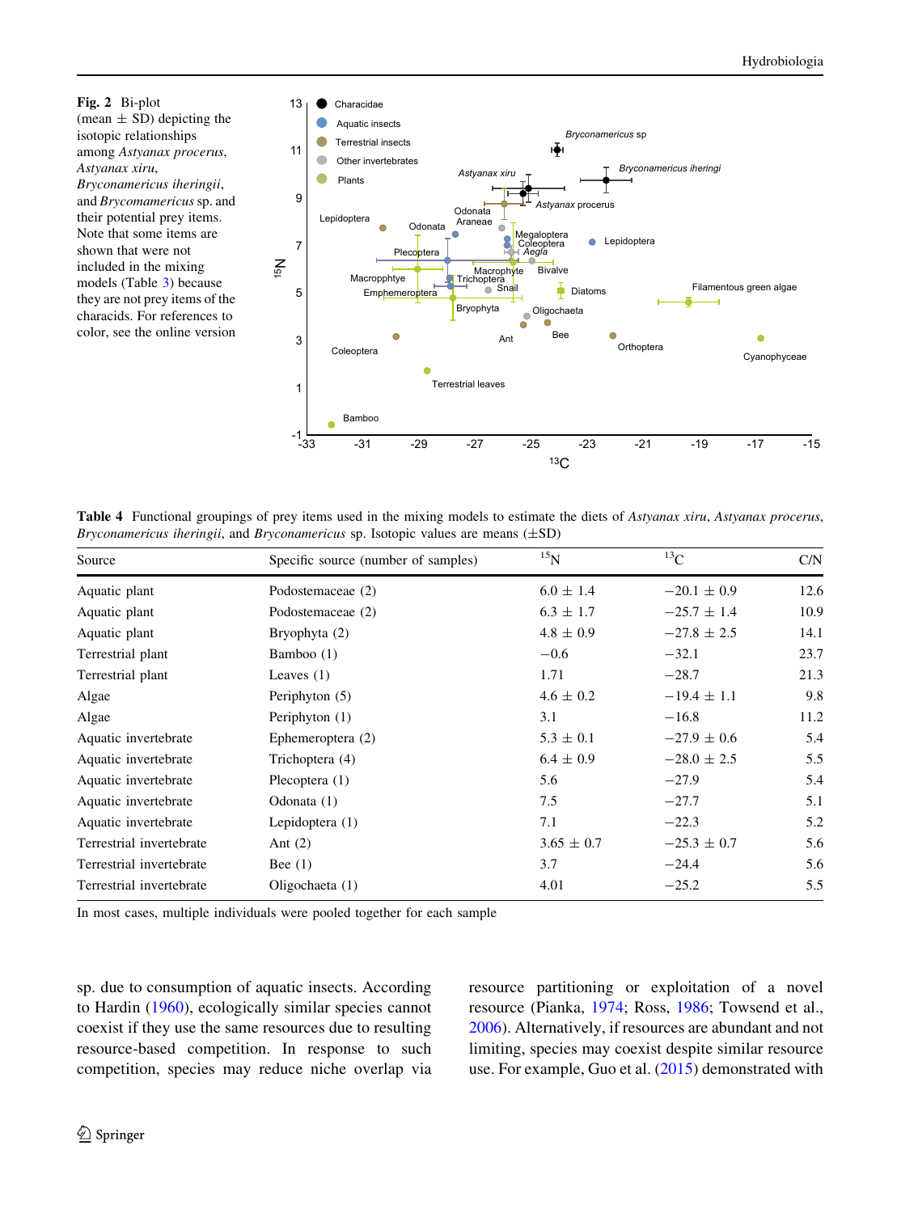**Fig. 2** Bi-plot (mean ± SD) depicting the isotopic relationships among *Astyanax procerus*, *Astyanax xiru*, *Bryconamericus iheringii*, and *Bryconamericus* sp. and their potential prey items. Note that some items are shown that were not included in the mixing models (Table 3) because they are not prey items of the characids. For references to color, see the online version

**Table 4** Functional groupings of prey items used in the mixing models to estimate the diets of *Astyanax xiru*, *Astyanax procerus*, *Bryconamericus iheringii*, and *Bryconamericus* sp. Isotopic values are means (±SD)

| Source | Specific source (number of samples) | $^{15}$N | $^{13}$C | C/N |
|---|---|---|---|---|
| Aquatic plant | Podostemaceae (2) | 6.0 ± 1.4 | −20.1 ± 0.9 | 12.6 |
| Aquatic plant | Podostemaceae (2) | 6.3 ± 1.7 | −25.7 ± 1.4 | 10.9 |
| Aquatic plant | Bryophyta (2) | 4.8 ± 0.9 | −27.8 ± 2.5 | 14.1 |
| Terrestrial plant | Bamboo (1) | −0.6 | −32.1 | 23.7 |
| Terrestrial plant | Leaves (1) | 1.71 | −28.7 | 21.3 |
| Algae | Periphyton (5) | 4.6 ± 0.2 | −19.4 ± 1.1 | 9.8 |
| Algae | Periphyton (1) | 3.1 | −16.8 | 11.2 |
| Aquatic invertebrate | Ephemeroptera (2) | 5.3 ± 0.1 | −27.9 ± 0.6 | 5.4 |
| Aquatic invertebrate | Trichoptera (4) | 6.4 ± 0.9 | −28.0 ± 2.5 | 5.5 |
| Aquatic invertebrate | Plecoptera (1) | 5.6 | −27.9 | 5.4 |
| Aquatic invertebrate | Odonata (1) | 7.5 | −27.7 | 5.1 |
| Aquatic invertebrate | Lepidoptera (1) | 7.1 | −22.3 | 5.2 |
| Terrestrial invertebrate | Ant (2) | 3.65 ± 0.7 | −25.3 ± 0.7 | 5.6 |
| Terrestrial invertebrate | Bee (1) | 3.7 | −24.4 | 5.6 |
| Terrestrial invertebrate | Oligochaeta (1) | 4.01 | −25.2 | 5.5 |

In most cases, multiple individuals were pooled together for each sample

sp. due to consumption of aquatic insects. According to Hardin (1960), ecologically similar species cannot coexist if they use the same resources due to resulting resource-based competition. In response to such competition, species may reduce niche overlap via resource partitioning or exploitation of a novel resource (Pianka, 1974; Ross, 1986; Towsend et al., 2006). Alternatively, if resources are abundant and not limiting, species may coexist despite similar resource use. For example, Guo et al. (2015) demonstrated with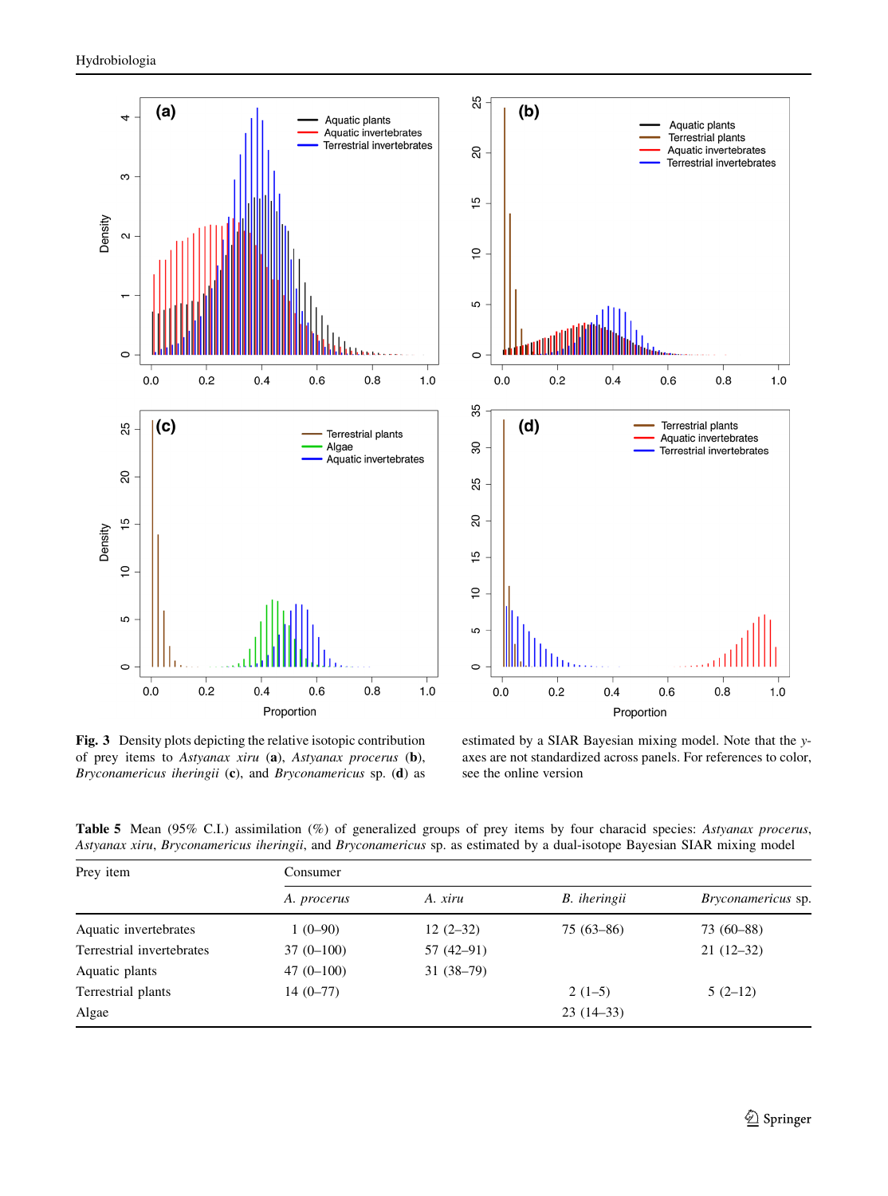**Fig. 3** Density plots depicting the relative isotopic contribution of prey items to *Astyanax xiru* (**a**), *Astyanax procerus* (**b**), *Bryconamericus iheringii* (**c**), and *Bryconamericus* sp. (**d**) as estimated by a SIAR Bayesian mixing model. Note that the *y*-axes are not standardized across panels. For references to color, see the online version

**Table 5** Mean (95% C.I.) assimilation (%) of generalized groups of prey items by four characid species: *Astyanax procerus*, *Astyanax xiru*, *Bryconamericus iheringii*, and *Bryconamericus* sp. as estimated by a dual-isotope Bayesian SIAR mixing model

| Prey item | Consumer | | | |
|---|---|---|---|---|
| | *A. procerus* | *A. xiru* | *B. iheringii* | *Bryconamericus* sp. |
| Aquatic invertebrates | 1 (0–90) | 12 (2–32) | 75 (63–86) | 73 (60–88) |
| Terrestrial invertebrates | 37 (0–100) | 57 (42–91) | | 21 (12–32) |
| Aquatic plants | 47 (0–100) | 31 (38–79) | | |
| Terrestrial plants | 14 (0–77) | | 2 (1–5) | 5 (2–12) |
| Algae | | | 23 (14–33) | |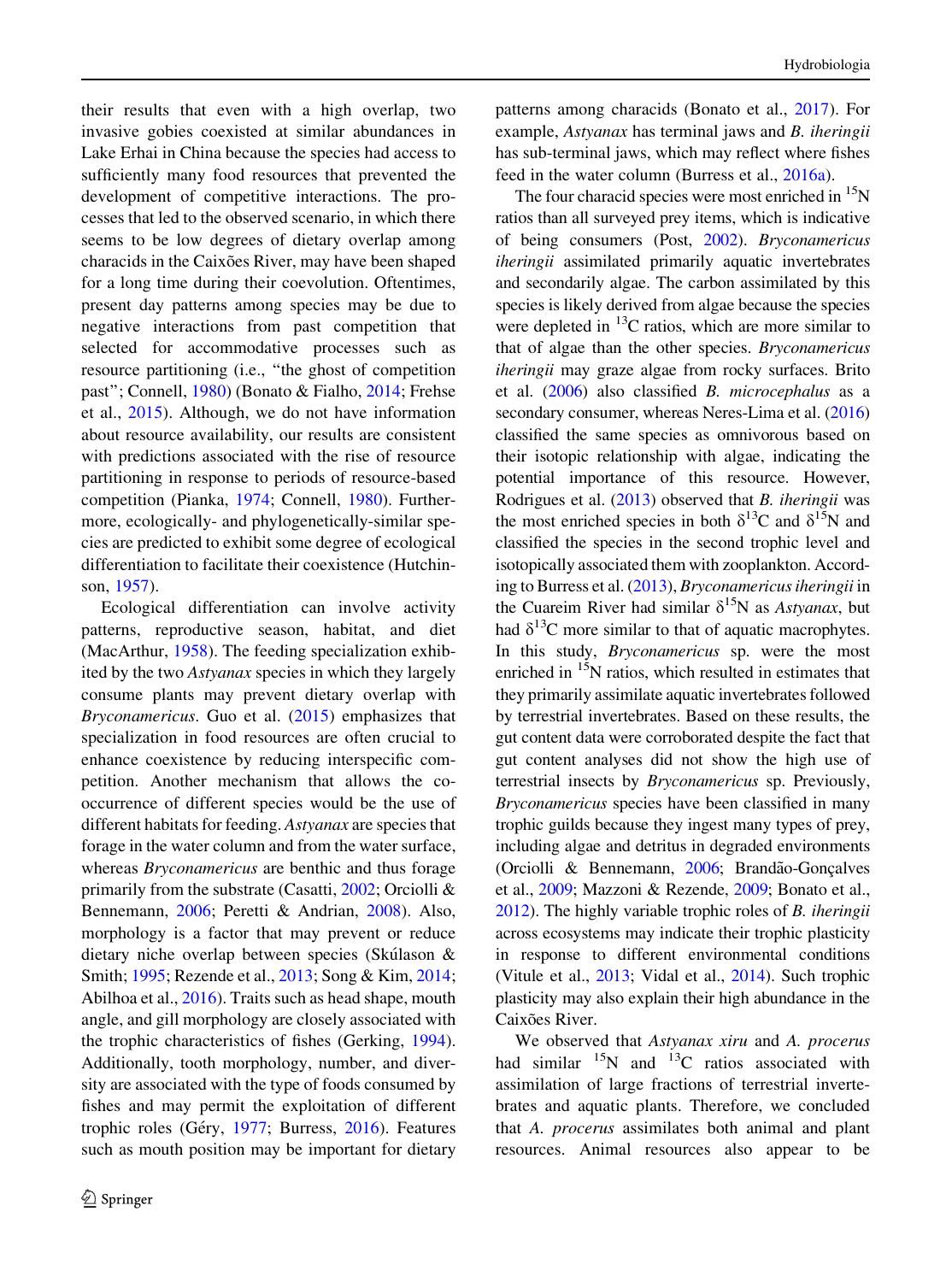their results that even with a high overlap, two invasive gobies coexisted at similar abundances in Lake Erhai in China because the species had access to sufficiently many food resources that prevented the development of competitive interactions. The processes that led to the observed scenario, in which there seems to be low degrees of dietary overlap among characids in the Caixões River, may have been shaped for a long time during their coevolution. Oftentimes, present day patterns among species may be due to negative interactions from past competition that selected for accommodative processes such as resource partitioning (i.e., "the ghost of competition past"; Connell, 1980) (Bonato & Fialho, 2014; Frehse et al., 2015). Although, we do not have information about resource availability, our results are consistent with predictions associated with the rise of resource partitioning in response to periods of resource-based competition (Pianka, 1974; Connell, 1980). Furthermore, ecologically- and phylogenetically-similar species are predicted to exhibit some degree of ecological differentiation to facilitate their coexistence (Hutchinson, 1957).

Ecological differentiation can involve activity patterns, reproductive season, habitat, and diet (MacArthur, 1958). The feeding specialization exhibited by the two *Astyanax* species in which they largely consume plants may prevent dietary overlap with *Bryconamericus*. Guo et al. (2015) emphasizes that specialization in food resources are often crucial to enhance coexistence by reducing interspecific competition. Another mechanism that allows the co-occurrence of different species would be the use of different habitats for feeding. *Astyanax* are species that forage in the water column and from the water surface, whereas *Bryconamericus* are benthic and thus forage primarily from the substrate (Casatti, 2002; Orciolli & Bennemann, 2006; Peretti & Andrian, 2008). Also, morphology is a factor that may prevent or reduce dietary niche overlap between species (Skúlason & Smith; 1995; Rezende et al., 2013; Song & Kim, 2014; Abilhoa et al., 2016). Traits such as head shape, mouth angle, and gill morphology are closely associated with the trophic characteristics of fishes (Gerking, 1994). Additionally, tooth morphology, number, and diversity are associated with the type of foods consumed by fishes and may permit the exploitation of different trophic roles (Géry, 1977; Burress, 2016). Features such as mouth position may be important for dietary patterns among characids (Bonato et al., 2017). For example, *Astyanax* has terminal jaws and *B. iheringii* has sub-terminal jaws, which may reflect where fishes feed in the water column (Burress et al., 2016a).

The four characid species were most enriched in $^{15}$N ratios than all surveyed prey items, which is indicative of being consumers (Post, 2002). *Bryconamericus iheringii* assimilated primarily aquatic invertebrates and secondarily algae. The carbon assimilated by this species is likely derived from algae because the species were depleted in $^{13}$C ratios, which are more similar to that of algae than the other species. *Bryconamericus iheringii* may graze algae from rocky surfaces. Brito et al. (2006) also classified *B. microcephalus* as a secondary consumer, whereas Neres-Lima et al. (2016) classified the same species as omnivorous based on their isotopic relationship with algae, indicating the potential importance of this resource. However, Rodrigues et al. (2013) observed that *B. iheringii* was the most enriched species in both $\delta^{13}$C and $\delta^{15}$N and classified the species in the second trophic level and isotopically associated them with zooplankton. According to Burress et al. (2013), *Bryconamericus iheringii* in the Cuareim River had similar $\delta^{15}$N as *Astyanax*, but had $\delta^{13}$C more similar to that of aquatic macrophytes. In this study, *Bryconamericus* sp. were the most enriched in $^{15}$N ratios, which resulted in estimates that they primarily assimilate aquatic invertebrates followed by terrestrial invertebrates. Based on these results, the gut content data were corroborated despite the fact that gut content analyses did not show the high use of terrestrial insects by *Bryconamericus* sp. Previously, *Bryconamericus* species have been classified in many trophic guilds because they ingest many types of prey, including algae and detritus in degraded environments (Orciolli & Bennemann, 2006; Brandão-Gonçalves et al., 2009; Mazzoni & Rezende, 2009; Bonato et al., 2012). The highly variable trophic roles of *B. iheringii* across ecosystems may indicate their trophic plasticity in response to different environmental conditions (Vitule et al., 2013; Vidal et al., 2014). Such trophic plasticity may also explain their high abundance in the Caixões River.

We observed that *Astyanax xiru* and *A. procerus* had similar $^{15}$N and $^{13}$C ratios associated with assimilation of large fractions of terrestrial invertebrates and aquatic plants. Therefore, we concluded that *A. procerus* assimilates both animal and plant resources. Animal resources also appear to be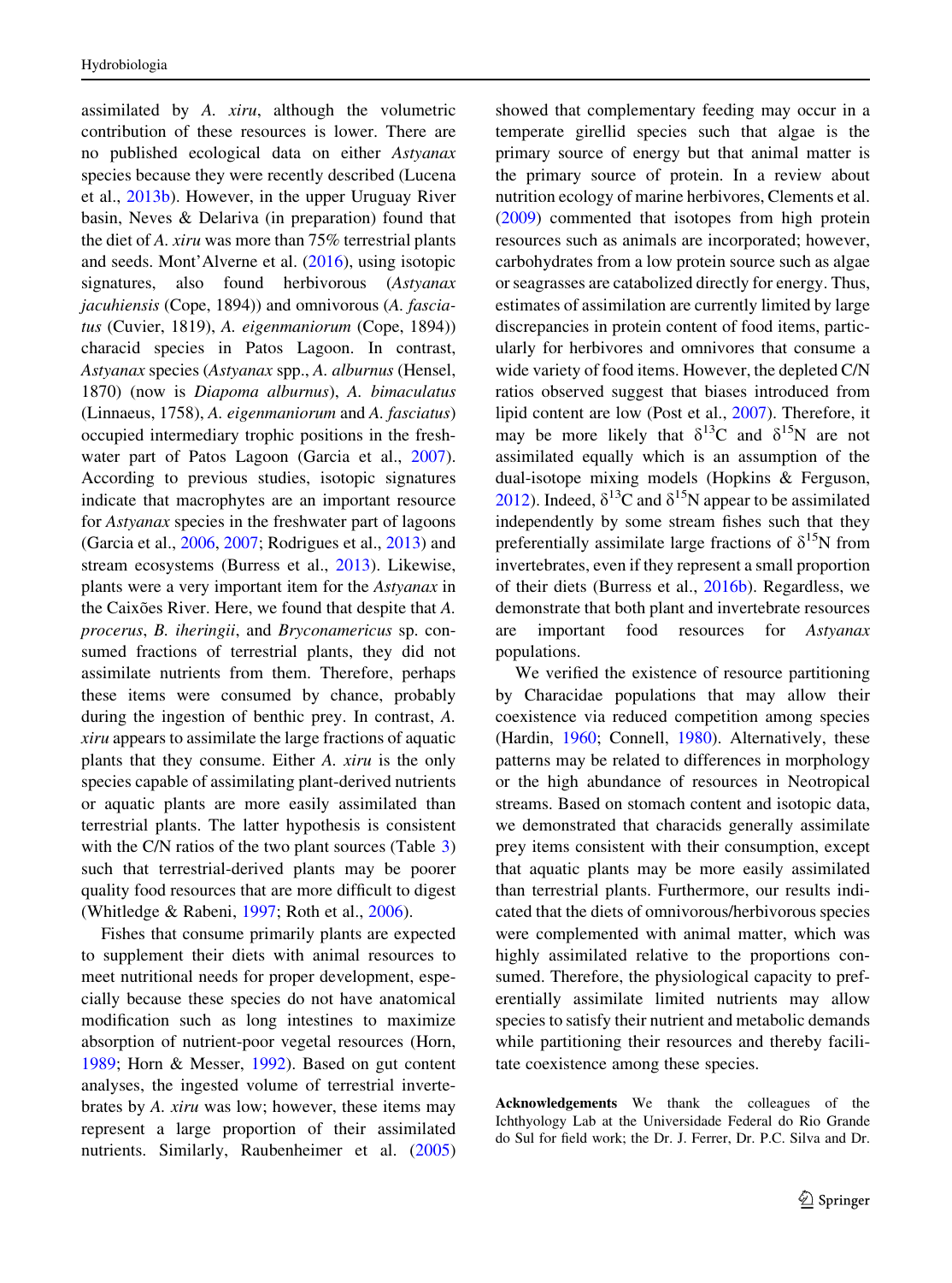assimilated by *A. xiru*, although the volumetric contribution of these resources is lower. There are no published ecological data on either *Astyanax* species because they were recently described (Lucena et al., 2013b). However, in the upper Uruguay River basin, Neves & Delariva (in preparation) found that the diet of *A. xiru* was more than 75% terrestrial plants and seeds. Mont'Alverne et al. (2016), using isotopic signatures, also found herbivorous (*Astyanax jacuhiensis* (Cope, 1894)) and omnivorous (*A. fasciatus* (Cuvier, 1819), *A. eigenmaniorum* (Cope, 1894)) characid species in Patos Lagoon. In contrast, *Astyanax* species (*Astyanax* spp., *A. alburnus* (Hensel, 1870) (now is *Diapoma alburnus*), *A. bimaculatus* (Linnaeus, 1758), *A. eigenmaniorum* and *A. fasciatus*) occupied intermediary trophic positions in the freshwater part of Patos Lagoon (Garcia et al., 2007). According to previous studies, isotopic signatures indicate that macrophytes are an important resource for *Astyanax* species in the freshwater part of lagoons (Garcia et al., 2006, 2007; Rodrigues et al., 2013) and stream ecosystems (Burress et al., 2013). Likewise, plants were a very important item for the *Astyanax* in the Caixões River. Here, we found that despite that *A. procerus*, *B. iheringii*, and *Bryconamericus* sp. consumed fractions of terrestrial plants, they did not assimilate nutrients from them. Therefore, perhaps these items were consumed by chance, probably during the ingestion of benthic prey. In contrast, *A. xiru* appears to assimilate the large fractions of aquatic plants that they consume. Either *A. xiru* is the only species capable of assimilating plant-derived nutrients or aquatic plants are more easily assimilated than terrestrial plants. The latter hypothesis is consistent with the C/N ratios of the two plant sources (Table 3) such that terrestrial-derived plants may be poorer quality food resources that are more difficult to digest (Whitledge & Rabeni, 1997; Roth et al., 2006).

Fishes that consume primarily plants are expected to supplement their diets with animal resources to meet nutritional needs for proper development, especially because these species do not have anatomical modification such as long intestines to maximize absorption of nutrient-poor vegetal resources (Horn, 1989; Horn & Messer, 1992). Based on gut content analyses, the ingested volume of terrestrial invertebrates by *A. xiru* was low; however, these items may represent a large proportion of their assimilated nutrients. Similarly, Raubenheimer et al. (2005) showed that complementary feeding may occur in a temperate girellid species such that algae is the primary source of energy but that animal matter is the primary source of protein. In a review about nutrition ecology of marine herbivores, Clements et al. (2009) commented that isotopes from high protein resources such as animals are incorporated; however, carbohydrates from a low protein source such as algae or seagrasses are catabolized directly for energy. Thus, estimates of assimilation are currently limited by large discrepancies in protein content of food items, particularly for herbivores and omnivores that consume a wide variety of food items. However, the depleted C/N ratios observed suggest that biases introduced from lipid content are low (Post et al., 2007). Therefore, it may be more likely that $\delta^{13}C$ and $\delta^{15}N$ are not assimilated equally which is an assumption of the dual-isotope mixing models (Hopkins & Ferguson, 2012). Indeed, $\delta^{13}C$ and $\delta^{15}N$ appear to be assimilated independently by some stream fishes such that they preferentially assimilate large fractions of $\delta^{15}N$ from invertebrates, even if they represent a small proportion of their diets (Burress et al., 2016b). Regardless, we demonstrate that both plant and invertebrate resources are important food resources for *Astyanax* populations.

We verified the existence of resource partitioning by Characidae populations that may allow their coexistence via reduced competition among species (Hardin, 1960; Connell, 1980). Alternatively, these patterns may be related to differences in morphology or the high abundance of resources in Neotropical streams. Based on stomach content and isotopic data, we demonstrated that characids generally assimilate prey items consistent with their consumption, except that aquatic plants may be more easily assimilated than terrestrial plants. Furthermore, our results indicated that the diets of omnivorous/herbivorous species were complemented with animal matter, which was highly assimilated relative to the proportions consumed. Therefore, the physiological capacity to preferentially assimilate limited nutrients may allow species to satisfy their nutrient and metabolic demands while partitioning their resources and thereby facilitate coexistence among these species.

**Acknowledgements** We thank the colleagues of the Ichthyology Lab at the Universidade Federal do Rio Grande do Sul for field work; the Dr. J. Ferrer, Dr. P.C. Silva and Dr.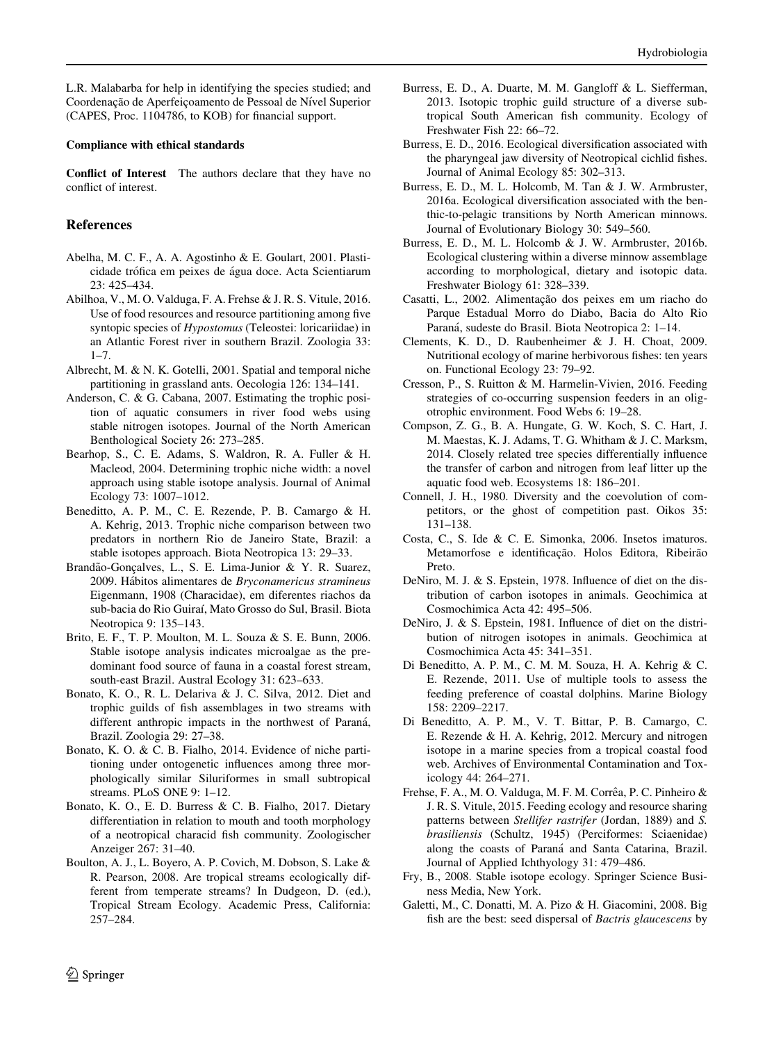L.R. Malabarba for help in identifying the species studied; and Coordenação de Aperfeiçoamento de Pessoal de Nível Superior (CAPES, Proc. 1104786, to KOB) for financial support.

**Compliance with ethical standards**

**Conflict of Interest** The authors declare that they have no conflict of interest.

## References

Abelha, M. C. F., A. A. Agostinho & E. Goulart, 2001. Plasticidade trófica em peixes de água doce. Acta Scientiarum 23: 425–434.

Abilhoa, V., M. O. Valduga, F. A. Frehse & J. R. S. Vitule, 2016. Use of food resources and resource partitioning among five syntopic species of *Hypostomus* (Teleostei: loricariidae) in an Atlantic Forest river in southern Brazil. Zoologia 33: 1–7.

Albrecht, M. & N. K. Gotelli, 2001. Spatial and temporal niche partitioning in grassland ants. Oecologia 126: 134–141.

Anderson, C. & G. Cabana, 2007. Estimating the trophic position of aquatic consumers in river food webs using stable nitrogen isotopes. Journal of the North American Benthological Society 26: 273–285.

Bearhop, S., C. E. Adams, S. Waldron, R. A. Fuller & H. Macleod, 2004. Determining trophic niche width: a novel approach using stable isotope analysis. Journal of Animal Ecology 73: 1007–1012.

Beneditto, A. P. M., C. E. Rezende, P. B. Camargo & H. A. Kehrig, 2013. Trophic niche comparison between two predators in northern Rio de Janeiro State, Brazil: a stable isotopes approach. Biota Neotropica 13: 29–33.

Brandão-Gonçalves, L., S. E. Lima-Junior & Y. R. Suarez, 2009. Hábitos alimentares de *Bryconamericus stramineus* Eigenmann, 1908 (Characidae), em diferentes riachos da sub-bacia do Rio Guiraí, Mato Grosso do Sul, Brasil. Biota Neotropica 9: 135–143.

Brito, E. F., T. P. Moulton, M. L. Souza & S. E. Bunn, 2006. Stable isotope analysis indicates microalgae as the predominant food source of fauna in a coastal forest stream, south-east Brazil. Austral Ecology 31: 623–633.

Bonato, K. O., R. L. Delariva & J. C. Silva, 2012. Diet and trophic guilds of fish assemblages in two streams with different anthropic impacts in the northwest of Paraná, Brazil. Zoologia 29: 27–38.

Bonato, K. O. & C. B. Fialho, 2014. Evidence of niche partitioning under ontogenetic influences among three morphologically similar Siluriformes in small subtropical streams. PLoS ONE 9: 1–12.

Bonato, K. O., E. D. Burress & C. B. Fialho, 2017. Dietary differentiation in relation to mouth and tooth morphology of a neotropical characid fish community. Zoologischer Anzeiger 267: 31–40.

Boulton, A. J., L. Boyero, A. P. Covich, M. Dobson, S. Lake & R. Pearson, 2008. Are tropical streams ecologically different from temperate streams? In Dudgeon, D. (ed.), Tropical Stream Ecology. Academic Press, California: 257–284.

Burress, E. D., A. Duarte, M. M. Gangloff & L. Siefferman, 2013. Isotopic trophic guild structure of a diverse subtropical South American fish community. Ecology of Freshwater Fish 22: 66–72.

Burress, E. D., 2016. Ecological diversification associated with the pharyngeal jaw diversity of Neotropical cichlid fishes. Journal of Animal Ecology 85: 302–313.

Burress, E. D., M. L. Holcomb, M. Tan & J. W. Armbruster, 2016a. Ecological diversification associated with the benthic-to-pelagic transitions by North American minnows. Journal of Evolutionary Biology 30: 549–560.

Burress, E. D., M. L. Holcomb & J. W. Armbruster, 2016b. Ecological clustering within a diverse minnow assemblage according to morphological, dietary and isotopic data. Freshwater Biology 61: 328–339.

Casatti, L., 2002. Alimentação dos peixes em um riacho do Parque Estadual Morro do Diabo, Bacia do Alto Rio Paraná, sudeste do Brasil. Biota Neotropica 2: 1–14.

Clements, K. D., D. Raubenheimer & J. H. Choat, 2009. Nutritional ecology of marine herbivorous fishes: ten years on. Functional Ecology 23: 79–92.

Cresson, P., S. Ruitton & M. Harmelin-Vivien, 2016. Feeding strategies of co-occurring suspension feeders in an oligotrophic environment. Food Webs 6: 19–28.

Compson, Z. G., B. A. Hungate, G. W. Koch, S. C. Hart, J. M. Maestas, K. J. Adams, T. G. Whitham & J. C. Marksm, 2014. Closely related tree species differentially influence the transfer of carbon and nitrogen from leaf litter up the aquatic food web. Ecosystems 18: 186–201.

Connell, J. H., 1980. Diversity and the coevolution of competitors, or the ghost of competition past. Oikos 35: 131–138.

Costa, C., S. Ide & C. E. Simonka, 2006. Insetos imaturos. Metamorfose e identificação. Holos Editora, Ribeirão Preto.

DeNiro, M. J. & S. Epstein, 1978. Influence of diet on the distribution of carbon isotopes in animals. Geochimica at Cosmochimica Acta 42: 495–506.

DeNiro, J. & S. Epstein, 1981. Influence of diet on the distribution of nitrogen isotopes in animals. Geochimica at Cosmochimica Acta 45: 341–351.

Di Beneditto, A. P. M., C. M. M. Souza, H. A. Kehrig & C. E. Rezende, 2011. Use of multiple tools to assess the feeding preference of coastal dolphins. Marine Biology 158: 2209–2217.

Di Beneditto, A. P. M., V. T. Bittar, P. B. Camargo, C. E. Rezende & H. A. Kehrig, 2012. Mercury and nitrogen isotope in a marine species from a tropical coastal food web. Archives of Environmental Contamination and Toxicology 44: 264–271.

Frehse, F. A., M. O. Valduga, M. F. M. Corrêa, P. C. Pinheiro & J. R. S. Vitule, 2015. Feeding ecology and resource sharing patterns between *Stellifer rastrifer* (Jordan, 1889) and *S. brasiliensis* (Schultz, 1945) (Perciformes: Sciaenidae) along the coasts of Paraná and Santa Catarina, Brazil. Journal of Applied Ichthyology 31: 479–486.

Fry, B., 2008. Stable isotope ecology. Springer Science Business Media, New York.

Galetti, M., C. Donatti, M. A. Pizo & H. Giacomini, 2008. Big fish are the best: seed dispersal of *Bactris glaucescens* by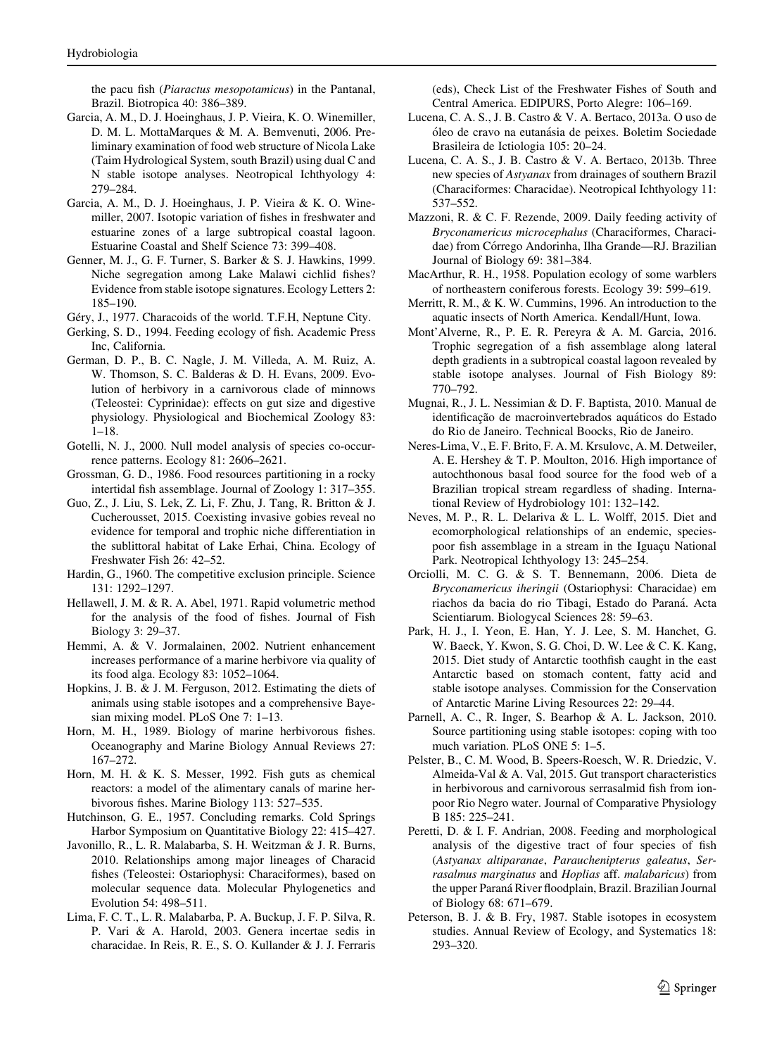the pacu fish (*Piaractus mesopotamicus*) in the Pantanal, Brazil. Biotropica 40: 386–389.

Garcia, A. M., D. J. Hoeinghaus, J. P. Vieira, K. O. Winemiller, D. M. L. MottaMarques & M. A. Bemvenuti, 2006. Preliminary examination of food web structure of Nicola Lake (Taim Hydrological System, south Brazil) using dual C and N stable isotope analyses. Neotropical Ichthyology 4: 279–284.

Garcia, A. M., D. J. Hoeinghaus, J. P. Vieira & K. O. Winemiller, 2007. Isotopic variation of fishes in freshwater and estuarine zones of a large subtropical coastal lagoon. Estuarine Coastal and Shelf Science 73: 399–408.

Genner, M. J., G. F. Turner, S. Barker & S. J. Hawkins, 1999. Niche segregation among Lake Malawi cichlid fishes? Evidence from stable isotope signatures. Ecology Letters 2: 185–190.

Géry, J., 1977. Characoids of the world. T.F.H, Neptune City.

Gerking, S. D., 1994. Feeding ecology of fish. Academic Press Inc, California.

German, D. P., B. C. Nagle, J. M. Villeda, A. M. Ruiz, A. W. Thomson, S. C. Balderas & D. H. Evans, 2009. Evolution of herbivory in a carnivorous clade of minnows (Teleostei: Cyprinidae): effects on gut size and digestive physiology. Physiological and Biochemical Zoology 83: 1–18.

Gotelli, N. J., 2000. Null model analysis of species co-occurrence patterns. Ecology 81: 2606–2621.

Grossman, G. D., 1986. Food resources partitioning in a rocky intertidal fish assemblage. Journal of Zoology 1: 317–355.

Guo, Z., J. Liu, S. Lek, Z. Li, F. Zhu, J. Tang, R. Britton & J. Cucherousset, 2015. Coexisting invasive gobies reveal no evidence for temporal and trophic niche differentiation in the sublittoral habitat of Lake Erhai, China. Ecology of Freshwater Fish 26: 42–52.

Hardin, G., 1960. The competitive exclusion principle. Science 131: 1292–1297.

Hellawell, J. M. & R. A. Abel, 1971. Rapid volumetric method for the analysis of the food of fishes. Journal of Fish Biology 3: 29–37.

Hemmi, A. & V. Jormalainen, 2002. Nutrient enhancement increases performance of a marine herbivore via quality of its food alga. Ecology 83: 1052–1064.

Hopkins, J. B. & J. M. Ferguson, 2012. Estimating the diets of animals using stable isotopes and a comprehensive Bayesian mixing model. PLoS One 7: 1–13.

Horn, M. H., 1989. Biology of marine herbivorous fishes. Oceanography and Marine Biology Annual Reviews 27: 167–272.

Horn, M. H. & K. S. Messer, 1992. Fish guts as chemical reactors: a model of the alimentary canals of marine herbivorous fishes. Marine Biology 113: 527–535.

Hutchinson, G. E., 1957. Concluding remarks. Cold Springs Harbor Symposium on Quantitative Biology 22: 415–427.

Javonillo, R., L. R. Malabarba, S. H. Weitzman & J. R. Burns, 2010. Relationships among major lineages of Characid fishes (Teleostei: Ostariophysi: Characiformes), based on molecular sequence data. Molecular Phylogenetics and Evolution 54: 498–511.

Lima, F. C. T., L. R. Malabarba, P. A. Buckup, J. F. P. Silva, R. P. Vari & A. Harold, 2003. Genera incertae sedis in characidae. In Reis, R. E., S. O. Kullander & J. J. Ferraris (eds), Check List of the Freshwater Fishes of South and Central America. EDIPURS, Porto Alegre: 106–169.

Lucena, C. A. S., J. B. Castro & V. A. Bertaco, 2013a. O uso de óleo de cravo na eutanásia de peixes. Boletim Sociedade Brasileira de Ictiologia 105: 20–24.

Lucena, C. A. S., J. B. Castro & V. A. Bertaco, 2013b. Three new species of *Astyanax* from drainages of southern Brazil (Characiformes: Characidae). Neotropical Ichthyology 11: 537–552.

Mazzoni, R. & C. F. Rezende, 2009. Daily feeding activity of *Bryconamericus microcephalus* (Characiformes, Characidae) from Córrego Andorinha, Ilha Grande—RJ. Brazilian Journal of Biology 69: 381–384.

MacArthur, R. H., 1958. Population ecology of some warblers of northeastern coniferous forests. Ecology 39: 599–619.

Merritt, R. M., & K. W. Cummins, 1996. An introduction to the aquatic insects of North America. Kendall/Hunt, Iowa.

Mont'Alverne, R., P. E. R. Pereyra & A. M. Garcia, 2016. Trophic segregation of a fish assemblage along lateral depth gradients in a subtropical coastal lagoon revealed by stable isotope analyses. Journal of Fish Biology 89: 770–792.

Mugnai, R., J. L. Nessimian & D. F. Baptista, 2010. Manual de identificação de macroinvertebrados aquáticos do Estado do Rio de Janeiro. Technical Boocks, Rio de Janeiro.

Neres-Lima, V., E. F. Brito, F. A. M. Krsulovc, A. M. Detweiler, A. E. Hershey & T. P. Moulton, 2016. High importance of autochthonous basal food source for the food web of a Brazilian tropical stream regardless of shading. International Review of Hydrobiology 101: 132–142.

Neves, M. P., R. L. Delariva & L. L. Wolff, 2015. Diet and ecomorphological relationships of an endemic, species-poor fish assemblage in a stream in the Iguaçu National Park. Neotropical Ichthyology 13: 245–254.

Orciolli, M. C. G. & S. T. Bennemann, 2006. Dieta de *Bryconamericus iheringii* (Ostariophysi: Characidae) em riachos da bacia do rio Tibagi, Estado do Paraná. Acta Scientiarum. Biologycal Sciences 28: 59–63.

Park, H. J., I. Yeon, E. Han, Y. J. Lee, S. M. Hanchet, G. W. Baeck, Y. Kwon, S. G. Choi, D. W. Lee & C. K. Kang, 2015. Diet study of Antarctic toothfish caught in the east Antarctic based on stomach content, fatty acid and stable isotope analyses. Commission for the Conservation of Antarctic Marine Living Resources 22: 29–44.

Parnell, A. C., R. Inger, S. Bearhop & A. L. Jackson, 2010. Source partitioning using stable isotopes: coping with too much variation. PLoS ONE 5: 1–5.

Pelster, B., C. M. Wood, B. Speers-Roesch, W. R. Driedzic, V. Almeida-Val & A. Val, 2015. Gut transport characteristics in herbivorous and carnivorous serrasalmid fish from ion-poor Rio Negro water. Journal of Comparative Physiology B 185: 225–241.

Peretti, D. & I. F. Andrian, 2008. Feeding and morphological analysis of the digestive tract of four species of fish (*Astyanax altiparanae*, *Parauchenipterus galeatus*, *Serrasalmus marginatus* and *Hoplias* aff. *malabaricus*) from the upper Paraná River floodplain, Brazil. Brazilian Journal of Biology 68: 671–679.

Peterson, B. J. & B. Fry, 1987. Stable isotopes in ecosystem studies. Annual Review of Ecology, and Systematics 18: 293–320.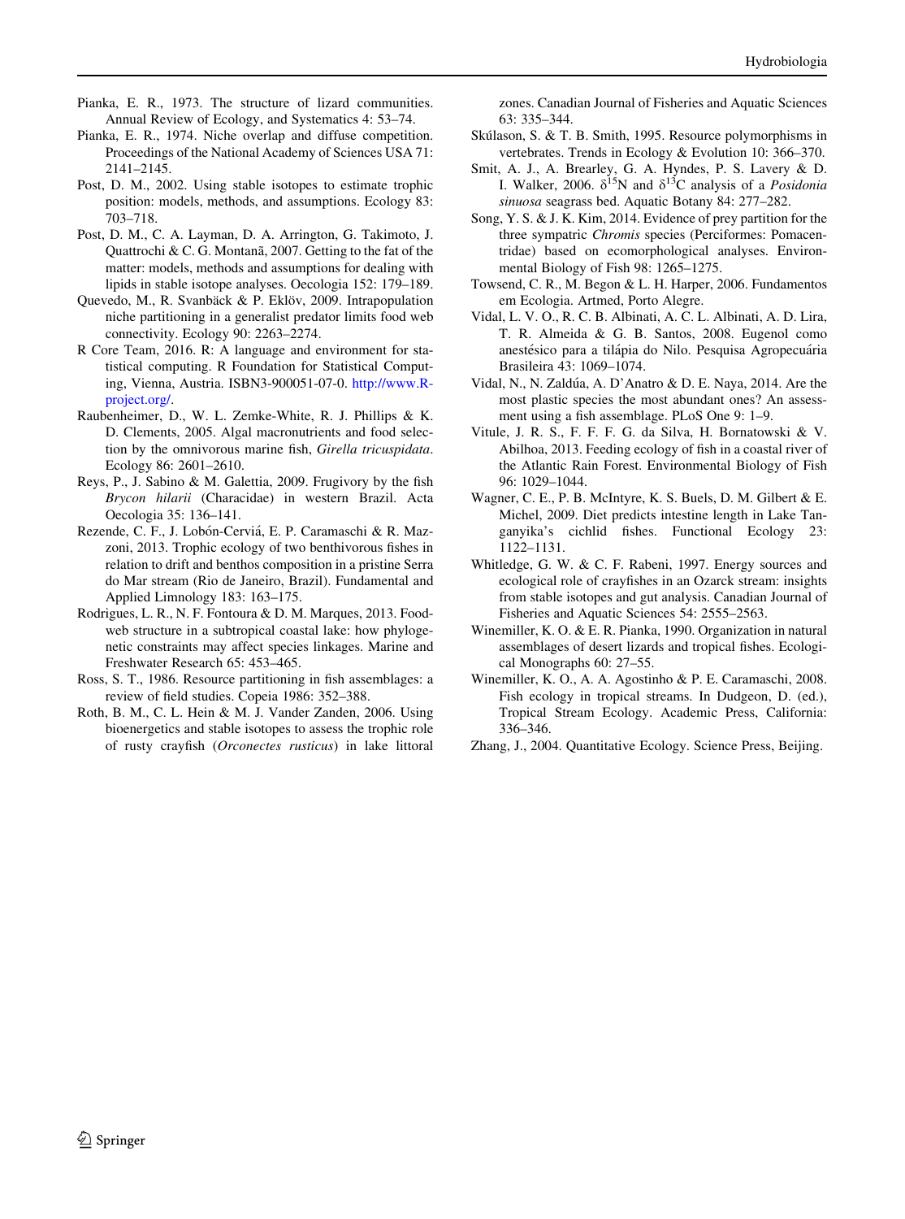Pianka, E. R., 1973. The structure of lizard communities. Annual Review of Ecology, and Systematics 4: 53–74.

Pianka, E. R., 1974. Niche overlap and diffuse competition. Proceedings of the National Academy of Sciences USA 71: 2141–2145.

Post, D. M., 2002. Using stable isotopes to estimate trophic position: models, methods, and assumptions. Ecology 83: 703–718.

Post, D. M., C. A. Layman, D. A. Arrington, G. Takimoto, J. Quattrochi & C. G. Montanã, 2007. Getting to the fat of the matter: models, methods and assumptions for dealing with lipids in stable isotope analyses. Oecologia 152: 179–189.

Quevedo, M., R. Svanbäck & P. Eklöv, 2009. Intrapopulation niche partitioning in a generalist predator limits food web connectivity. Ecology 90: 2263–2274.

R Core Team, 2016. R: A language and environment for statistical computing. R Foundation for Statistical Computing, Vienna, Austria. ISBN3-900051-07-0. http://www.R-project.org/.

Raubenheimer, D., W. L. Zemke-White, R. J. Phillips & K. D. Clements, 2005. Algal macronutrients and food selection by the omnivorous marine fish, *Girella tricuspidata*. Ecology 86: 2601–2610.

Reys, P., J. Sabino & M. Galettia, 2009. Frugivory by the fish *Brycon hilarii* (Characidae) in western Brazil. Acta Oecologia 35: 136–141.

Rezende, C. F., J. Lobón-Cerviá, E. P. Caramaschi & R. Mazzoni, 2013. Trophic ecology of two benthivorous fishes in relation to drift and benthos composition in a pristine Serra do Mar stream (Rio de Janeiro, Brazil). Fundamental and Applied Limnology 183: 163–175.

Rodrigues, L. R., N. F. Fontoura & D. M. Marques, 2013. Food-web structure in a subtropical coastal lake: how phylogenetic constraints may affect species linkages. Marine and Freshwater Research 65: 453–465.

Ross, S. T., 1986. Resource partitioning in fish assemblages: a review of field studies. Copeia 1986: 352–388.

Roth, B. M., C. L. Hein & M. J. Vander Zanden, 2006. Using bioenergetics and stable isotopes to assess the trophic role of rusty crayfish (*Orconectes rusticus*) in lake littoral zones. Canadian Journal of Fisheries and Aquatic Sciences 63: 335–344.

Skúlason, S. & T. B. Smith, 1995. Resource polymorphisms in vertebrates. Trends in Ecology & Evolution 10: 366–370.

Smit, A. J., A. Brearley, G. A. Hyndes, P. S. Lavery & D. I. Walker, 2006. $\delta^{15}$N and $\delta^{13}$C analysis of a *Posidonia sinuosa* seagrass bed. Aquatic Botany 84: 277–282.

Song, Y. S. & J. K. Kim, 2014. Evidence of prey partition for the three sympatric *Chromis* species (Perciformes: Pomacentridae) based on ecomorphological analyses. Environmental Biology of Fish 98: 1265–1275.

Towsend, C. R., M. Begon & L. H. Harper, 2006. Fundamentos em Ecologia. Artmed, Porto Alegre.

Vidal, L. V. O., R. C. B. Albinati, A. C. L. Albinati, A. D. Lira, T. R. Almeida & G. B. Santos, 2008. Eugenol como anestésico para a tilápia do Nilo. Pesquisa Agropecuária Brasileira 43: 1069–1074.

Vidal, N., N. Zaldúa, A. D'Anatro & D. E. Naya, 2014. Are the most plastic species the most abundant ones? An assessment using a fish assemblage. PLoS One 9: 1–9.

Vitule, J. R. S., F. F. F. G. da Silva, H. Bornatowski & V. Abilhoa, 2013. Feeding ecology of fish in a coastal river of the Atlantic Rain Forest. Environmental Biology of Fish 96: 1029–1044.

Wagner, C. E., P. B. McIntyre, K. S. Buels, D. M. Gilbert & E. Michel, 2009. Diet predicts intestine length in Lake Tanganyika's cichlid fishes. Functional Ecology 23: 1122–1131.

Whitledge, G. W. & C. F. Rabeni, 1997. Energy sources and ecological role of crayfishes in an Ozarck stream: insights from stable isotopes and gut analysis. Canadian Journal of Fisheries and Aquatic Sciences 54: 2555–2563.

Winemiller, K. O. & E. R. Pianka, 1990. Organization in natural assemblages of desert lizards and tropical fishes. Ecological Monographs 60: 27–55.

Winemiller, K. O., A. A. Agostinho & P. E. Caramaschi, 2008. Fish ecology in tropical streams. In Dudgeon, D. (ed.), Tropical Stream Ecology. Academic Press, California: 336–346.

Zhang, J., 2004. Quantitative Ecology. Science Press, Beijing.